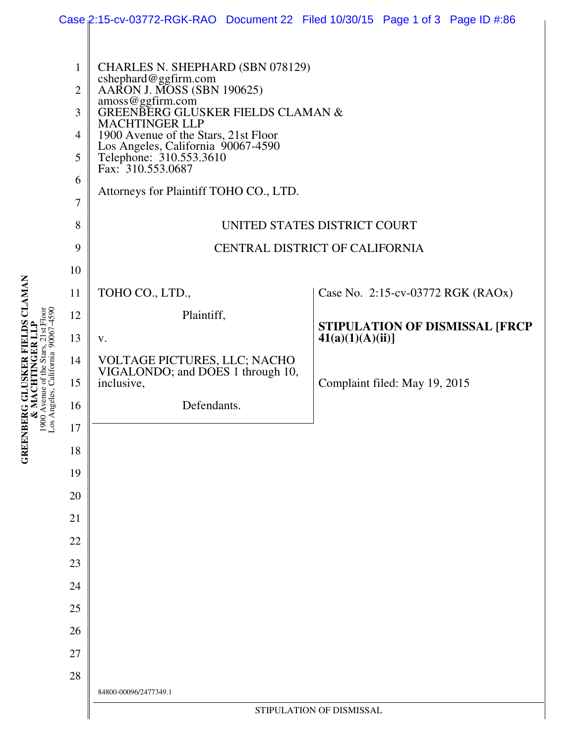CHARLES N. SHEPHARD (SBN 078129)
cshephard@ggfirm.com
AARON J. MOSS (SBN 190625)
amoss@ggfirm.com
GREENBERG GLUSKER FIELDS CLAMAN &
MACHTINGER LLP
1900 Avenue of the Stars, 21st Floor
Los Angeles, California 90067-4590
Telephone: 310.553.3610
Fax: 310.553.0687

Attorneys for Plaintiff TOHO CO., LTD.

UNITED STATES DISTRICT COURT

CENTRAL DISTRICT OF CALIFORNIA

TOHO CO., LTD.,

Plaintiff,

v.

VOLTAGE PICTURES, LLC; NACHO VIGALONDO; and DOES 1 through 10, inclusive,

Defendants.

Case No. 2:15-cv-03772 RGK (RAOx)

**STIPULATION OF DISMISSAL [FRCP 41(a)(1)(A)(ii)]**

Complaint filed: May 19, 2015

84800-00096/2477349.1

STIPULATION OF DISMISSAL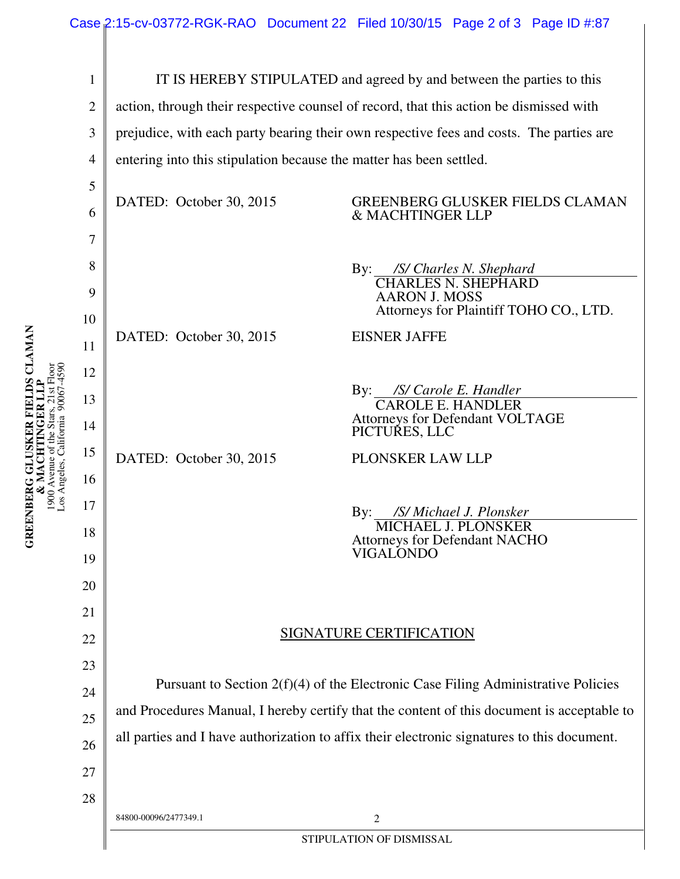IT IS HEREBY STIPULATED and agreed by and between the parties to this action, through their respective counsel of record, that this action be dismissed with prejudice, with each party bearing their own respective fees and costs. The parties are entering into this stipulation because the matter has been settled.

DATED: October 30, 2015

GREENBERG GLUSKER FIELDS CLAMAN & MACHTINGER LLP

By: */S/ Charles N. Shephard*
CHARLES N. SHEPHARD
AARON J. MOSS
Attorneys for Plaintiff TOHO CO., LTD.

DATED: October 30, 2015

EISNER JAFFE

By: */S/ Carole E. Handler*
CAROLE E. HANDLER
Attorneys for Defendant VOLTAGE PICTURES, LLC

DATED: October 30, 2015

PLONSKER LAW LLP

By: */S/ Michael J. Plonsker*
MICHAEL J. PLONSKER
Attorneys for Defendant NACHO VIGALONDO

## SIGNATURE CERTIFICATION

Pursuant to Section 2(f)(4) of the Electronic Case Filing Administrative Policies and Procedures Manual, I hereby certify that the content of this document is acceptable to all parties and I have authorization to affix their electronic signatures to this document.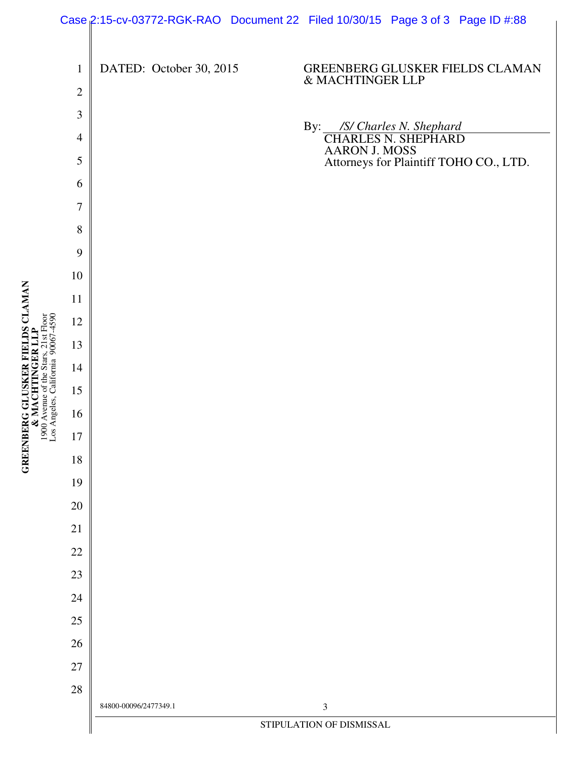DATED: October 30, 2015

GREENBERG GLUSKER FIELDS CLAMAN & MACHTINGER LLP

By: */S/ Charles N. Shephard*
CHARLES N. SHEPHARD
AARON J. MOSS
Attorneys for Plaintiff TOHO CO., LTD.